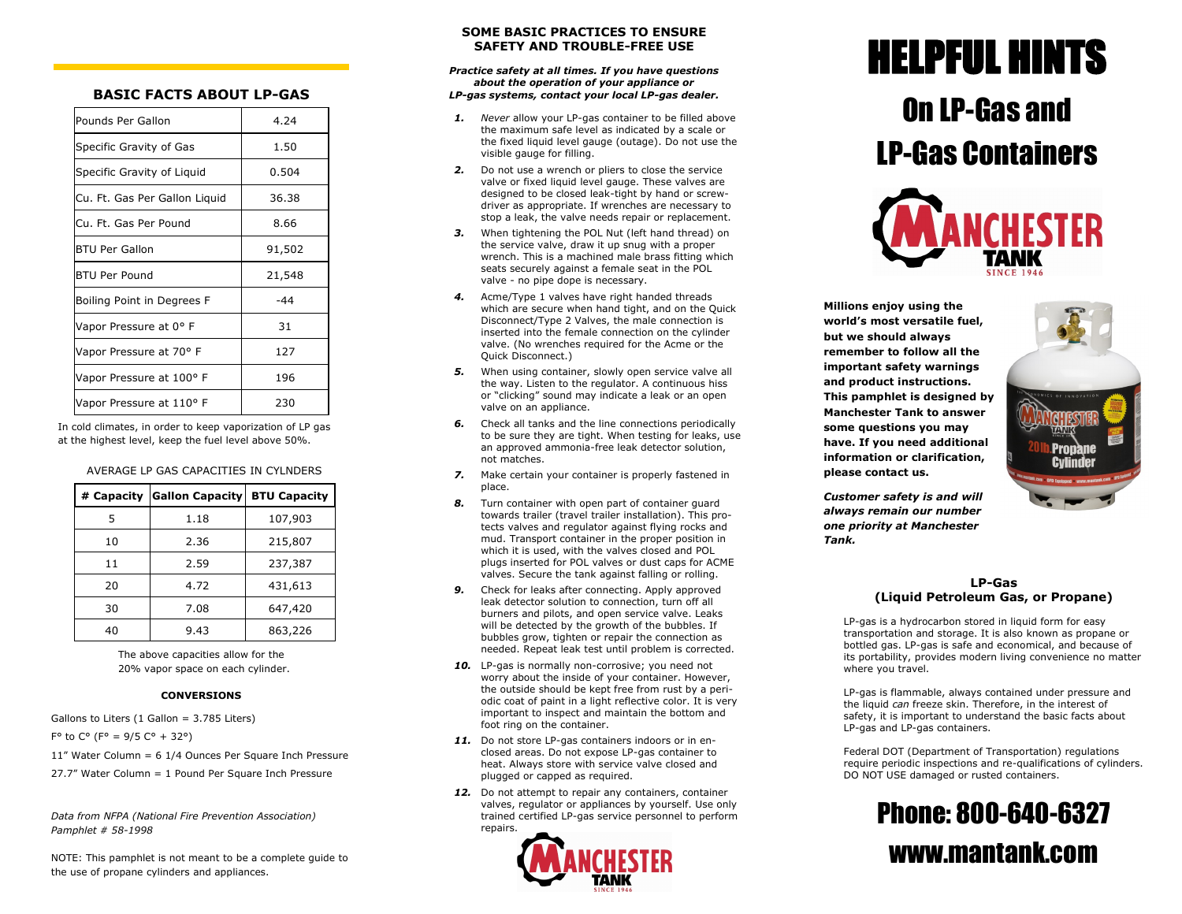## BASIC FACTS ABOUT LP-GAS

| | |
|---|---|
| Pounds Per Gallon | 4.24 |
| Specific Gravity of Gas | 1.50 |
| Specific Gravity of Liquid | 0.504 |
| Cu. Ft. Gas Per Gallon Liquid | 36.38 |
| Cu. Ft. Gas Per Pound | 8.66 |
| BTU Per Gallon | 91,502 |
| BTU Per Pound | 21,548 |
| Boiling Point in Degrees F | -44 |
| Vapor Pressure at 0° F | 31 |
| Vapor Pressure at 70° F | 127 |
| Vapor Pressure at 100° F | 196 |
| Vapor Pressure at 110° F | 230 |

In cold climates, in order to keep vaporization of LP gas at the highest level, keep the fuel level above 50%.

AVERAGE LP GAS CAPACITIES IN CYLNDERS

| # Capacity | Gallon Capacity | BTU Capacity |
|---|---|---|
| 5 | 1.18 | 107,903 |
| 10 | 2.36 | 215,807 |
| 11 | 2.59 | 237,387 |
| 20 | 4.72 | 431,613 |
| 30 | 7.08 | 647,420 |
| 40 | 9.43 | 863,226 |

The above capacities allow for the 20% vapor space on each cylinder.

**CONVERSIONS**

Gallons to Liters (1 Gallon = 3.785 Liters)

F° to C° (F° = 9/5 C° + 32°)

11" Water Column = 6 1/4 Ounces Per Square Inch Pressure

27.7" Water Column = 1 Pound Per Square Inch Pressure

*Data from NFPA (National Fire Prevention Association) Pamphlet # 58-1998*

NOTE: This pamphlet is not meant to be a complete guide to the use of propane cylinders and appliances.

## SOME BASIC PRACTICES TO ENSURE SAFETY AND TROUBLE-FREE USE

***Practice safety at all times. If you have questions about the operation of your appliance or LP-gas systems, contact your local LP-gas dealer.***

1. *Never* allow your LP-gas container to be filled above the maximum safe level as indicated by a scale or the fixed liquid level gauge (outage). Do not use the visible gauge for filling.
2. Do not use a wrench or pliers to close the service valve or fixed liquid level gauge. These valves are designed to be closed leak-tight by hand or screw-driver as appropriate. If wrenches are necessary to stop a leak, the valve needs repair or replacement.
3. When tightening the POL Nut (left hand thread) on the service valve, draw it up snug with a proper wrench. This is a machined male brass fitting which seats securely against a female seat in the POL valve - no pipe dope is necessary.
4. Acme/Type 1 valves have right handed threads which are secure when hand tight, and on the Quick Disconnect/Type 2 Valves, the male connection is inserted into the female connection on the cylinder valve. (No wrenches required for the Acme or the Quick Disconnect.)
5. When using container, slowly open service valve all the way. Listen to the regulator. A continuous hiss or "clicking" sound may indicate a leak or an open valve on an appliance.
6. Check all tanks and the line connections periodically to be sure they are tight. When testing for leaks, use an approved ammonia-free leak detector solution, not matches.
7. Make certain your container is properly fastened in place.
8. Turn container with open part of container guard towards trailer (travel trailer installation). This protects valves and regulator against flying rocks and mud. Transport container in the proper position in which it is used, with the valves closed and POL plugs inserted for POL valves or dust caps for ACME valves. Secure the tank against falling or rolling.
9. Check for leaks after connecting. Apply approved leak detector solution to connection, turn off all burners and pilots, and open service valve. Leaks will be detected by the growth of the bubbles. If bubbles grow, tighten or repair the connection as needed. Repeat leak test until problem is corrected.
10. LP-gas is normally non-corrosive; you need not worry about the inside of your container. However, the outside should be kept free from rust by a periodic coat of paint in a light reflective color. It is very important to inspect and maintain the bottom and foot ring on the container.
11. Do not store LP-gas containers indoors or in enclosed areas. Do not expose LP-gas container to heat. Always store with service valve closed and plugged or capped as required.
12. Do not attempt to repair any containers, container valves, regulator or appliances by yourself. Use only trained certified LP-gas service personnel to perform repairs.

# HELPFUL HINTS

## On LP-Gas and LP-Gas Containers

MANCHESTER TANK
SINCE 1946

**Millions enjoy using the world's most versatile fuel, but we should always remember to follow all the important safety warnings and product instructions. This pamphlet is designed by Manchester Tank to answer some questions you may have. If you need additional information or clarification, please contact us.**

***Customer safety is and will always remain our number one priority at Manchester Tank.***

### LP-Gas (Liquid Petroleum Gas, or Propane)

LP-gas is a hydrocarbon stored in liquid form for easy transportation and storage. It is also known as propane or bottled gas. LP-gas is safe and economical, and because of its portability, provides modern living convenience no matter where you travel.

LP-gas is flammable, always contained under pressure and the liquid *can* freeze skin. Therefore, in the interest of safety, it is important to understand the basic facts about LP-gas and LP-gas containers.

Federal DOT (Department of Transportation) regulations require periodic inspections and re-qualifications of cylinders. DO NOT USE damaged or rusted containers.

## Phone: 800-640-6327

## www.mantank.com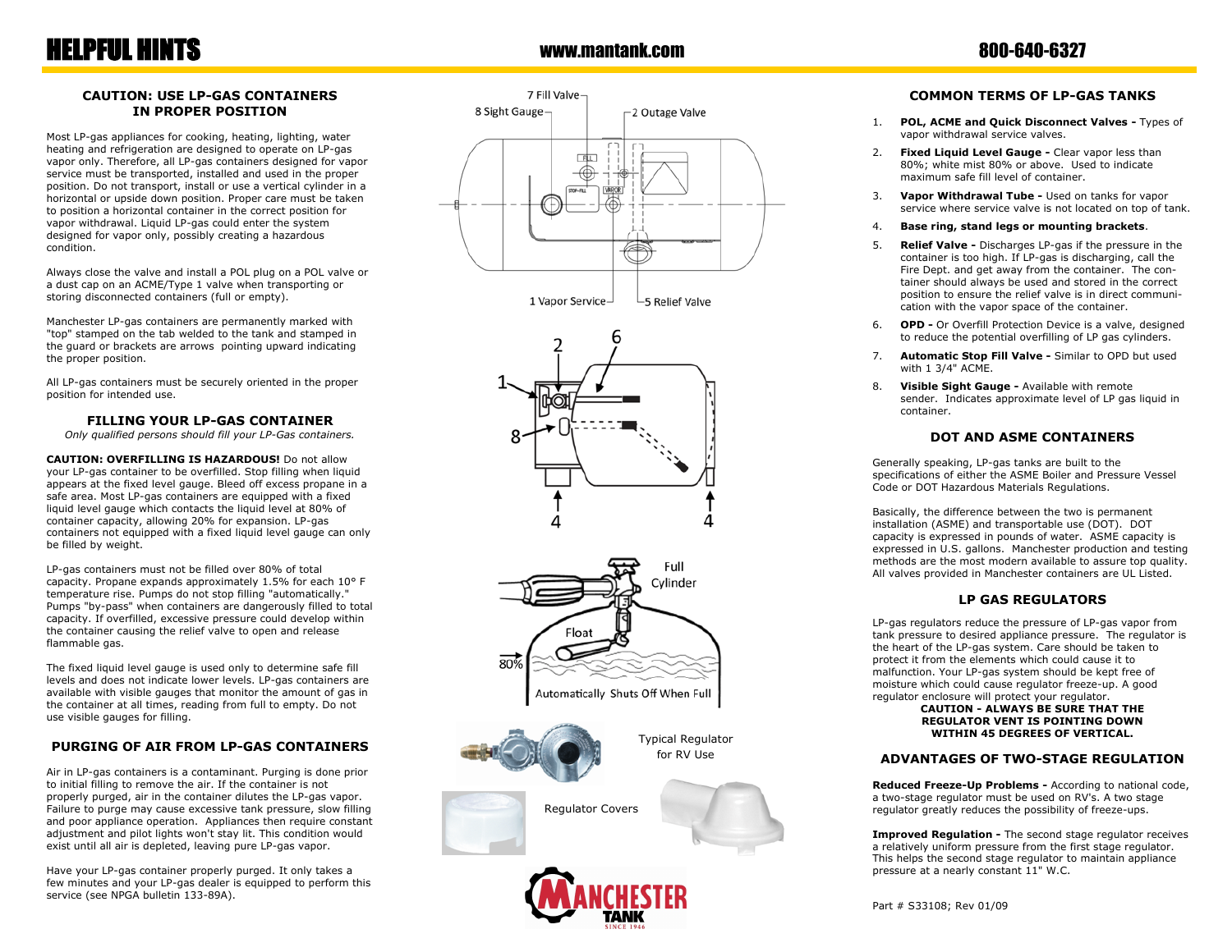# HELPFUL HINTS

www.mantank.com

800-640-6327

## CAUTION: USE LP-GAS CONTAINERS IN PROPER POSITION

Most LP-gas appliances for cooking, heating, lighting, water heating and refrigeration are designed to operate on LP-gas vapor only. Therefore, all LP-gas containers designed for vapor service must be transported, installed and used in the proper position. Do not transport, install or use a vertical cylinder in a horizontal or upside down position. Proper care must be taken to position a horizontal container in the correct position for vapor withdrawal. Liquid LP-gas could enter the system designed for vapor only, possibly creating a hazardous condition.

Always close the valve and install a POL plug on a POL valve or a dust cap on an ACME/Type 1 valve when transporting or storing disconnected containers (full or empty).

Manchester LP-gas containers are permanently marked with "top" stamped on the tab welded to the tank and stamped in the guard or brackets are arrows pointing upward indicating the proper position.

All LP-gas containers must be securely oriented in the proper position for intended use.

## FILLING YOUR LP-GAS CONTAINER

*Only qualified persons should fill your LP-Gas containers.*

**CAUTION: OVERFILLING IS HAZARDOUS!** Do not allow your LP-gas container to be overfilled. Stop filling when liquid appears at the fixed level gauge. Bleed off excess propane in a safe area. Most LP-gas containers are equipped with a fixed liquid level gauge which contacts the liquid level at 80% of container capacity, allowing 20% for expansion. LP-gas containers not equipped with a fixed liquid level gauge can only be filled by weight.

LP-gas containers must not be filled over 80% of total capacity. Propane expands approximately 1.5% for each 10° F temperature rise. Pumps do not stop filling "automatically." Pumps "by-pass" when containers are dangerously filled to total capacity. If overfilled, excessive pressure could develop within the container causing the relief valve to open and release flammable gas.

The fixed liquid level gauge is used only to determine safe fill levels and does not indicate lower levels. LP-gas containers are available with visible gauges that monitor the amount of gas in the container at all times, reading from full to empty. Do not use visible gauges for filling.

## PURGING OF AIR FROM LP-GAS CONTAINERS

Air in LP-gas containers is a contaminant. Purging is done prior to initial filling to remove the air. If the container is not properly purged, air in the container dilutes the LP-gas vapor. Failure to purge may cause excessive tank pressure, slow filling and poor appliance operation. Appliances then require constant adjustment and pilot lights won't stay lit. This condition would exist until all air is depleted, leaving pure LP-gas vapor.

Have your LP-gas container properly purged. It only takes a few minutes and your LP-gas dealer is equipped to perform this service (see NPGA bulletin 133-89A).

7 Fill Valve
8 Sight Gauge
2 Outage Valve
1 Vapor Service
5 Relief Valve

Full Cylinder
Float
80%
Automatically Shuts Off When Full

Typical Regulator for RV Use

Regulator Covers

MANCHESTER TANK SINCE 1946

## COMMON TERMS OF LP-GAS TANKS

1. **POL, ACME and Quick Disconnect Valves -** Types of vapor withdrawal service valves.
2. **Fixed Liquid Level Gauge -** Clear vapor less than 80%; white mist 80% or above. Used to indicate maximum safe fill level of container.
3. **Vapor Withdrawal Tube -** Used on tanks for vapor service where service valve is not located on top of tank.
4. **Base ring, stand legs or mounting brackets**.
5. **Relief Valve -** Discharges LP-gas if the pressure in the container is too high. If LP-gas is discharging, call the Fire Dept. and get away from the container. The container should always be used and stored in the correct position to ensure the relief valve is in direct communication with the vapor space of the container.
6. **OPD -** Or Overfill Protection Device is a valve, designed to reduce the potential overfilling of LP gas cylinders.
7. **Automatic Stop Fill Valve -** Similar to OPD but used with 1 3/4" ACME.
8. **Visible Sight Gauge -** Available with remote sender. Indicates approximate level of LP gas liquid in container.

## DOT AND ASME CONTAINERS

Generally speaking, LP-gas tanks are built to the specifications of either the ASME Boiler and Pressure Vessel Code or DOT Hazardous Materials Regulations.

Basically, the difference between the two is permanent installation (ASME) and transportable use (DOT). DOT capacity is expressed in pounds of water. ASME capacity is expressed in U.S. gallons. Manchester production and testing methods are the most modern available to assure top quality. All valves provided in Manchester containers are UL Listed.

## LP GAS REGULATORS

LP-gas regulators reduce the pressure of LP-gas vapor from tank pressure to desired appliance pressure. The regulator is the heart of the LP-gas system. Care should be taken to protect it from the elements which could cause it to malfunction. Your LP-gas system should be kept free of moisture which could cause regulator freeze-up. A good regulator enclosure will protect your regulator.

**CAUTION - ALWAYS BE SURE THAT THE REGULATOR VENT IS POINTING DOWN WITHIN 45 DEGREES OF VERTICAL.**

## ADVANTAGES OF TWO-STAGE REGULATION

**Reduced Freeze-Up Problems -** According to national code, a two-stage regulator must be used on RV's. A two stage regulator greatly reduces the possibility of freeze-ups.

**Improved Regulation -** The second stage regulator receives a relatively uniform pressure from the first stage regulator. This helps the second stage regulator to maintain appliance pressure at a nearly constant 11" W.C.

Part # S33108; Rev 01/09